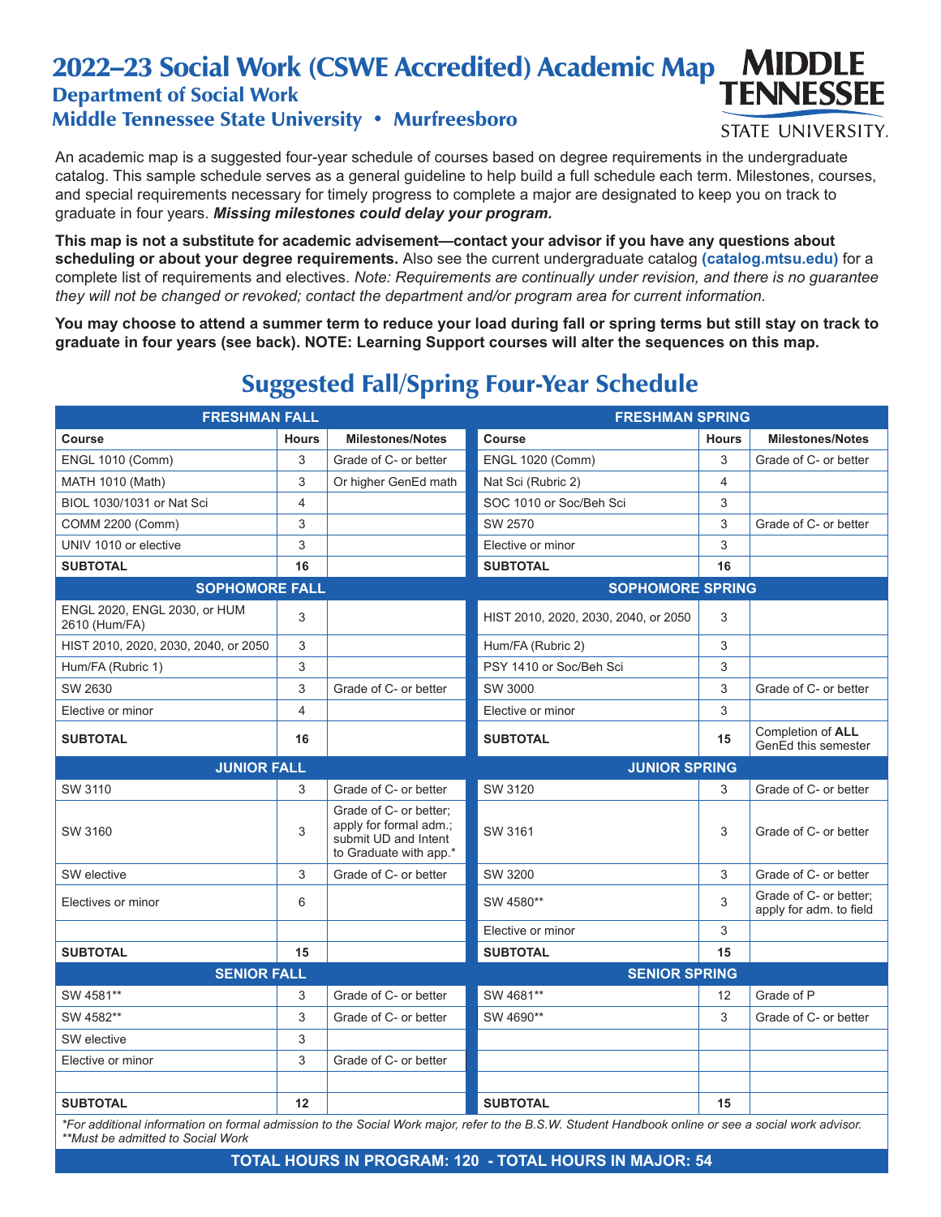# 2022–23 Social Work (CSWE Accredited) Academic Map

## Department of Social Work

## Middle Tennessee State University • Murfreesboro

An academic map is a suggested four-year schedule of courses based on degree requirements in the undergraduate catalog. This sample schedule serves as a general guideline to help build a full schedule each term. Milestones, courses, and special requirements necessary for timely progress to complete a major are designated to keep you on track to graduate in four years. ***Missing milestones could delay your program.***

**This map is not a substitute for academic advisement—contact your advisor if you have any questions about scheduling or about your degree requirements.** Also see the current undergraduate catalog **(catalog.mtsu.edu)** for a complete list of requirements and electives. *Note: Requirements are continually under revision, and there is no guarantee they will not be changed or revoked; contact the department and/or program area for current information.*

**You may choose to attend a summer term to reduce your load during fall or spring terms but still stay on track to graduate in four years (see back). NOTE: Learning Support courses will alter the sequences on this map.**

## Suggested Fall/Spring Four-Year Schedule

| FRESHMAN FALL | | | FRESHMAN SPRING | | |
|---|---|---|---|---|---|
| **Course** | **Hours** | **Milestones/Notes** | **Course** | **Hours** | **Milestones/Notes** |
| ENGL 1010 (Comm) | 3 | Grade of C- or better | ENGL 1020 (Comm) | 3 | Grade of C- or better |
| MATH 1010 (Math) | 3 | Or higher GenEd math | Nat Sci (Rubric 2) | 4 | |
| BIOL 1030/1031 or Nat Sci | 4 | | SOC 1010 or Soc/Beh Sci | 3 | |
| COMM 2200 (Comm) | 3 | | SW 2570 | 3 | Grade of C- or better |
| UNIV 1010 or elective | 3 | | Elective or minor | 3 | |
| **SUBTOTAL** | **16** | | **SUBTOTAL** | **16** | |
| **SOPHOMORE FALL** | | | **SOPHOMORE SPRING** | | |
| ENGL 2020, ENGL 2030, or HUM 2610 (Hum/FA) | 3 | | HIST 2010, 2020, 2030, 2040, or 2050 | 3 | |
| HIST 2010, 2020, 2030, 2040, or 2050 | 3 | | Hum/FA (Rubric 2) | 3 | |
| Hum/FA (Rubric 1) | 3 | | PSY 1410 or Soc/Beh Sci | 3 | |
| SW 2630 | 3 | Grade of C- or better | SW 3000 | 3 | Grade of C- or better |
| Elective or minor | 4 | | Elective or minor | 3 | |
| **SUBTOTAL** | **16** | | **SUBTOTAL** | **15** | Completion of **ALL** GenEd this semester |
| **JUNIOR FALL** | | | **JUNIOR SPRING** | | |
| SW 3110 | 3 | Grade of C- or better | SW 3120 | 3 | Grade of C- or better |
| SW 3160 | 3 | Grade of C- or better; apply for formal adm.; submit UD and Intent to Graduate with app.* | SW 3161 | 3 | Grade of C- or better |
| SW elective | 3 | Grade of C- or better | SW 3200 | 3 | Grade of C- or better |
| Electives or minor | 6 | | SW 4580** | 3 | Grade of C- or better; apply for adm. to field |
| | | | Elective or minor | 3 | |
| **SUBTOTAL** | **15** | | **SUBTOTAL** | **15** | |
| **SENIOR FALL** | | | **SENIOR SPRING** | | |
| SW 4581** | 3 | Grade of C- or better | SW 4681** | 12 | Grade of P |
| SW 4582** | 3 | Grade of C- or better | SW 4690** | 3 | Grade of C- or better |
| SW elective | 3 | | | | |
| Elective or minor | 3 | Grade of C- or better | | | |
| | | | | | |
| **SUBTOTAL** | **12** | | **SUBTOTAL** | **15** | |

*For additional information on formal admission to the Social Work major, refer to the B.S.W. Student Handbook online or see a social work advisor.
**Must be admitted to Social Work

**TOTAL HOURS IN PROGRAM: 120 - TOTAL HOURS IN MAJOR: 54**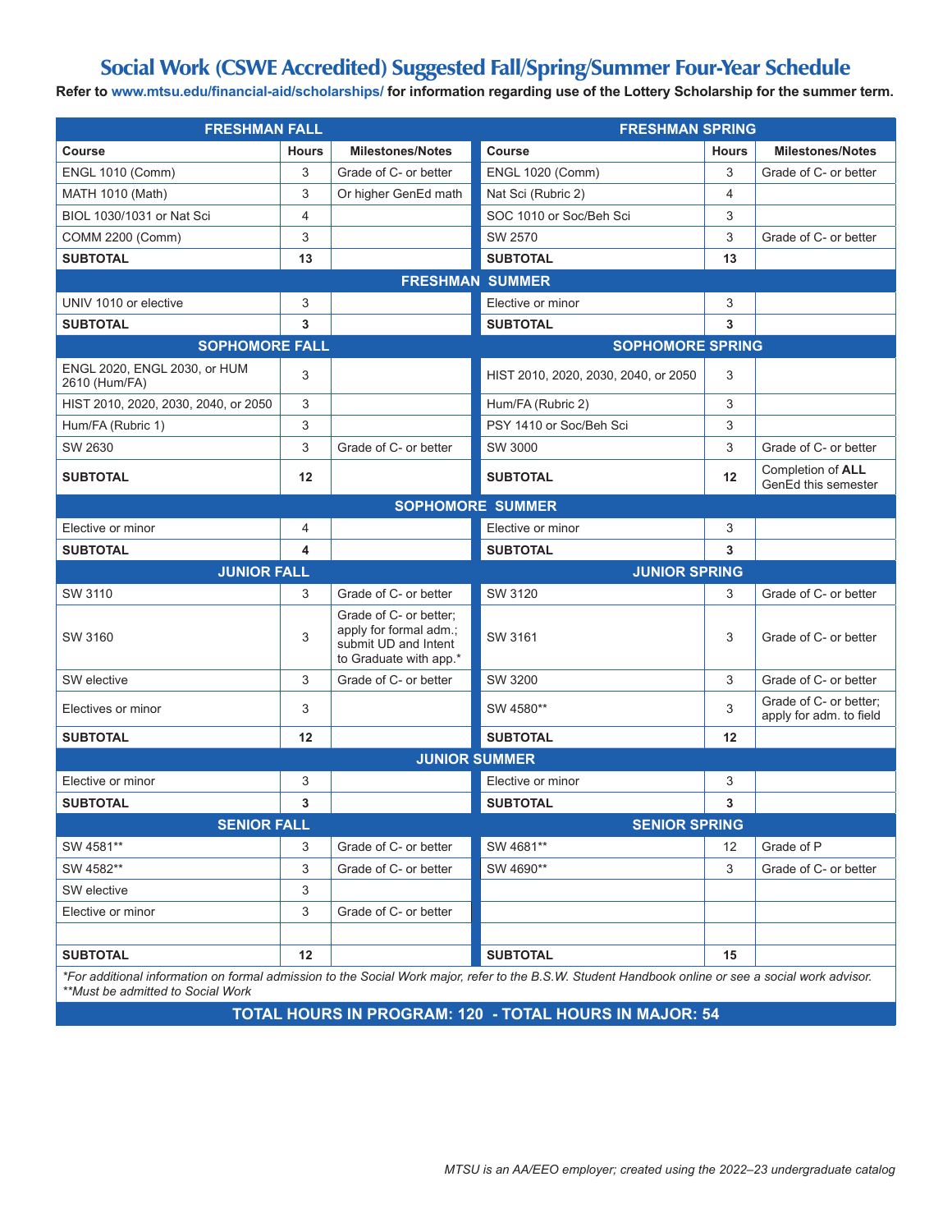# Social Work (CSWE Accredited) Suggested Fall/Spring/Summer Four-Year Schedule

**Refer to www.mtsu.edu/financial-aid/scholarships/ for information regarding use of the Lottery Scholarship for the summer term.**

| FRESHMAN FALL | | | FRESHMAN SPRING | | |
|---|---|---|---|---|---|
| **Course** | **Hours** | **Milestones/Notes** | **Course** | **Hours** | **Milestones/Notes** |
| ENGL 1010 (Comm) | 3 | Grade of C- or better | ENGL 1020 (Comm) | 3 | Grade of C- or better |
| MATH 1010 (Math) | 3 | Or higher GenEd math | Nat Sci (Rubric 2) | 4 | |
| BIOL 1030/1031 or Nat Sci | 4 | | SOC 1010 or Soc/Beh Sci | 3 | |
| COMM 2200 (Comm) | 3 | | SW 2570 | 3 | Grade of C- or better |
| **SUBTOTAL** | **13** | | **SUBTOTAL** | **13** | |
| **FRESHMAN SUMMER** | | | | | |
| UNIV 1010 or elective | 3 | | Elective or minor | 3 | |
| **SUBTOTAL** | **3** | | **SUBTOTAL** | **3** | |
| **SOPHOMORE FALL** | | | **SOPHOMORE SPRING** | | |
| ENGL 2020, ENGL 2030, or HUM 2610 (Hum/FA) | 3 | | HIST 2010, 2020, 2030, 2040, or 2050 | 3 | |
| HIST 2010, 2020, 2030, 2040, or 2050 | 3 | | Hum/FA (Rubric 2) | 3 | |
| Hum/FA (Rubric 1) | 3 | | PSY 1410 or Soc/Beh Sci | 3 | |
| SW 2630 | 3 | Grade of C- or better | SW 3000 | 3 | Grade of C- or better |
| **SUBTOTAL** | **12** | | **SUBTOTAL** | **12** | Completion of **ALL** GenEd this semester |
| **SOPHOMORE SUMMER** | | | | | |
| Elective or minor | 4 | | Elective or minor | 3 | |
| **SUBTOTAL** | **4** | | **SUBTOTAL** | **3** | |
| **JUNIOR FALL** | | | **JUNIOR SPRING** | | |
| SW 3110 | 3 | Grade of C- or better | SW 3120 | 3 | Grade of C- or better |
| SW 3160 | 3 | Grade of C- or better; apply for formal adm.; submit UD and Intent to Graduate with app.* | SW 3161 | 3 | Grade of C- or better |
| SW elective | 3 | Grade of C- or better | SW 3200 | 3 | Grade of C- or better |
| Electives or minor | 3 | | SW 4580** | 3 | Grade of C- or better; apply for adm. to field |
| **SUBTOTAL** | **12** | | **SUBTOTAL** | **12** | |
| **JUNIOR SUMMER** | | | | | |
| Elective or minor | 3 | | Elective or minor | 3 | |
| **SUBTOTAL** | **3** | | **SUBTOTAL** | **3** | |
| **SENIOR FALL** | | | **SENIOR SPRING** | | |
| SW 4581** | 3 | Grade of C- or better | SW 4681** | 12 | Grade of P |
| SW 4582** | 3 | Grade of C- or better | SW 4690** | 3 | Grade of C- or better |
| SW elective | 3 | | | | |
| Elective or minor | 3 | Grade of C- or better | | | |
| | | | | | |
| **SUBTOTAL** | **12** | | **SUBTOTAL** | **15** | |

*\*For additional information on formal admission to the Social Work major, refer to the B.S.W. Student Handbook online or see a social work advisor.*
*\*\*Must be admitted to Social Work*

**TOTAL HOURS IN PROGRAM: 120 - TOTAL HOURS IN MAJOR: 54**

*MTSU is an AA/EEO employer; created using the 2022–23 undergraduate catalog*